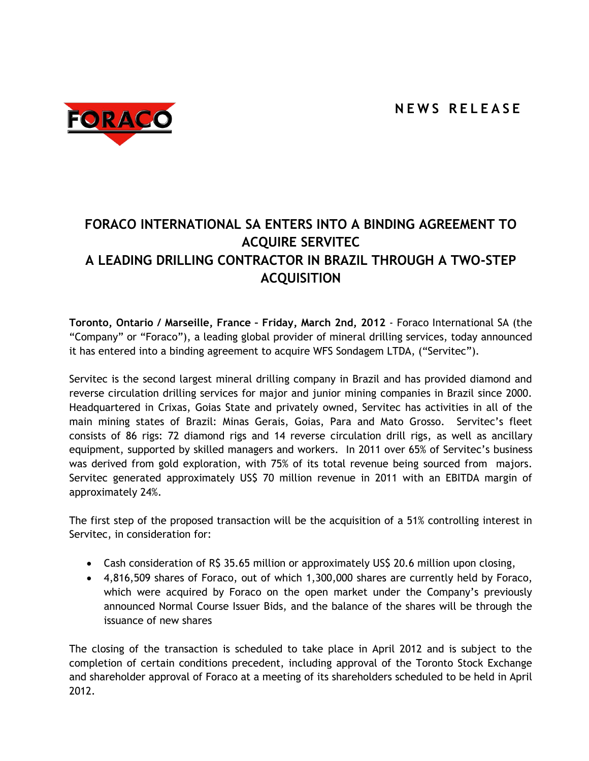**NEWS RELEASE**

# FORACO INTERNATIONAL SA ENTERS INTO A BINDING AGREEMENT TO ACQUIRE SERVITEC A LEADING DRILLING CONTRACTOR IN BRAZIL THROUGH A TWO-STEP ACQUISITION

**Toronto, Ontario / Marseille, France – Friday, March 2nd, 2012** - Foraco International SA (the "Company" or "Foraco"), a leading global provider of mineral drilling services, today announced it has entered into a binding agreement to acquire WFS Sondagem LTDA, ("Servitec").

Servitec is the second largest mineral drilling company in Brazil and has provided diamond and reverse circulation drilling services for major and junior mining companies in Brazil since 2000. Headquartered in Crixas, Goias State and privately owned, Servitec has activities in all of the main mining states of Brazil: Minas Gerais, Goias, Para and Mato Grosso. Servitec's fleet consists of 86 rigs: 72 diamond rigs and 14 reverse circulation drill rigs, as well as ancillary equipment, supported by skilled managers and workers. In 2011 over 65% of Servitec's business was derived from gold exploration, with 75% of its total revenue being sourced from majors. Servitec generated approximately US$ 70 million revenue in 2011 with an EBITDA margin of approximately 24%.

The first step of the proposed transaction will be the acquisition of a 51% controlling interest in Servitec, in consideration for:

- Cash consideration of R$ 35.65 million or approximately US$ 20.6 million upon closing,
- 4,816,509 shares of Foraco, out of which 1,300,000 shares are currently held by Foraco, which were acquired by Foraco on the open market under the Company's previously announced Normal Course Issuer Bids, and the balance of the shares will be through the issuance of new shares

The closing of the transaction is scheduled to take place in April 2012 and is subject to the completion of certain conditions precedent, including approval of the Toronto Stock Exchange and shareholder approval of Foraco at a meeting of its shareholders scheduled to be held in April 2012.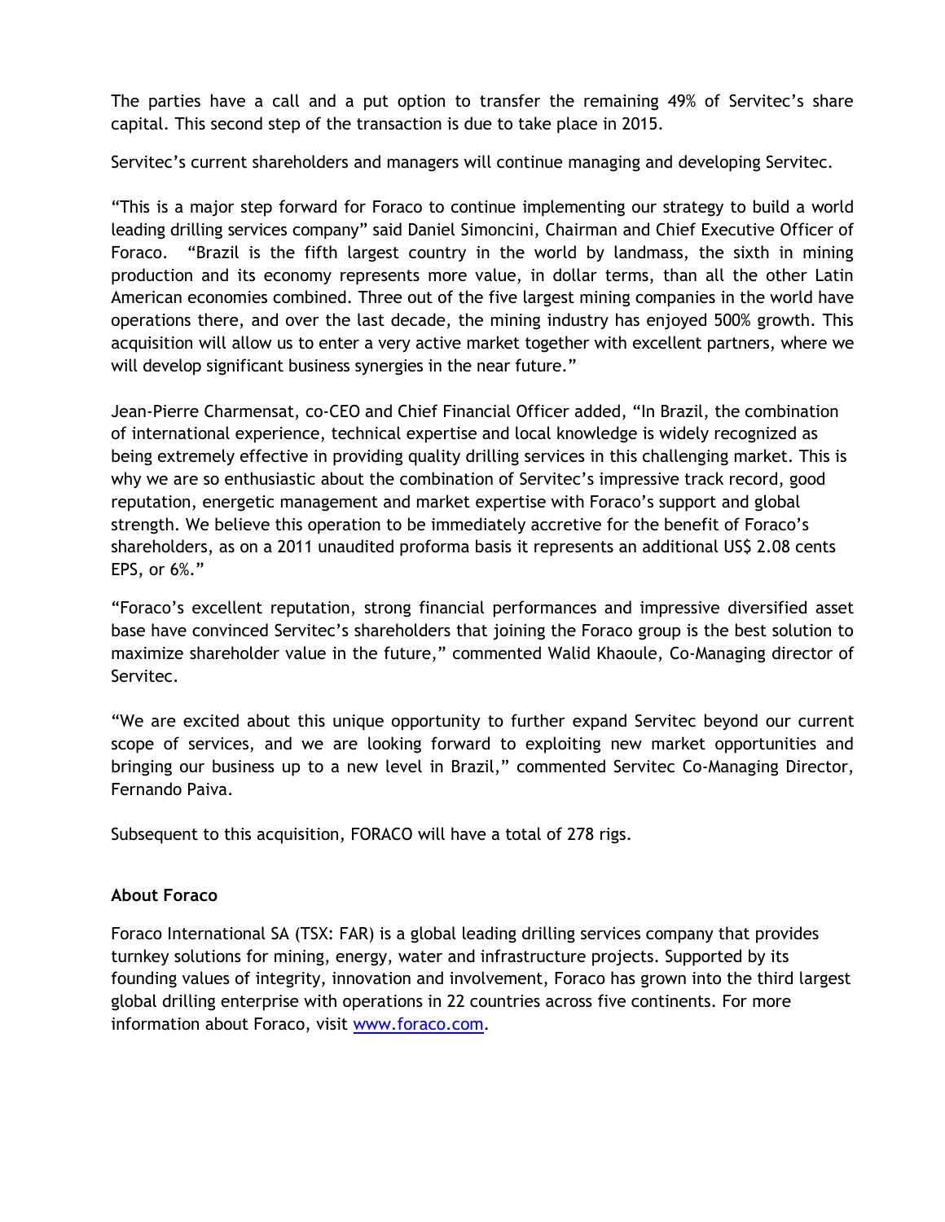The parties have a call and a put option to transfer the remaining 49% of Servitec's share capital. This second step of the transaction is due to take place in 2015.

Servitec's current shareholders and managers will continue managing and developing Servitec.

"This is a major step forward for Foraco to continue implementing our strategy to build a world leading drilling services company" said Daniel Simoncini, Chairman and Chief Executive Officer of Foraco. "Brazil is the fifth largest country in the world by landmass, the sixth in mining production and its economy represents more value, in dollar terms, than all the other Latin American economies combined. Three out of the five largest mining companies in the world have operations there, and over the last decade, the mining industry has enjoyed 500% growth. This acquisition will allow us to enter a very active market together with excellent partners, where we will develop significant business synergies in the near future."

Jean-Pierre Charmensat, co-CEO and Chief Financial Officer added, "In Brazil, the combination of international experience, technical expertise and local knowledge is widely recognized as being extremely effective in providing quality drilling services in this challenging market. This is why we are so enthusiastic about the combination of Servitec's impressive track record, good reputation, energetic management and market expertise with Foraco's support and global strength. We believe this operation to be immediately accretive for the benefit of Foraco's shareholders, as on a 2011 unaudited proforma basis it represents an additional US$ 2.08 cents EPS, or 6%."

"Foraco's excellent reputation, strong financial performances and impressive diversified asset base have convinced Servitec's shareholders that joining the Foraco group is the best solution to maximize shareholder value in the future," commented Walid Khaoule, Co-Managing director of Servitec.

"We are excited about this unique opportunity to further expand Servitec beyond our current scope of services, and we are looking forward to exploiting new market opportunities and bringing our business up to a new level in Brazil," commented Servitec Co-Managing Director, Fernando Paiva.

Subsequent to this acquisition, FORACO will have a total of 278 rigs.

**About Foraco**

Foraco International SA (TSX: FAR) is a global leading drilling services company that provides turnkey solutions for mining, energy, water and infrastructure projects. Supported by its founding values of integrity, innovation and involvement, Foraco has grown into the third largest global drilling enterprise with operations in 22 countries across five continents. For more information about Foraco, visit www.foraco.com.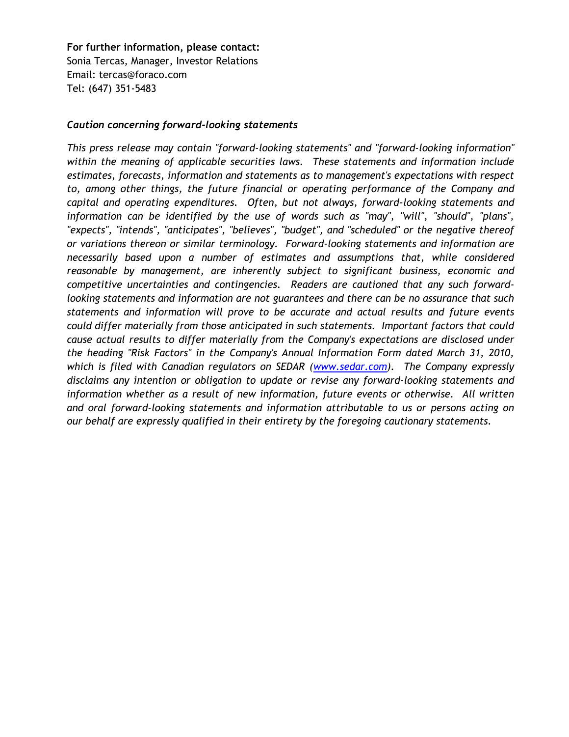**For further information, please contact:**
Sonia Tercas, Manager, Investor Relations
Email: tercas@foraco.com
Tel: (647) 351-5483

*Caution concerning forward-looking statements*

*This press release may contain "forward-looking statements" and "forward-looking information" within the meaning of applicable securities laws. These statements and information include estimates, forecasts, information and statements as to management's expectations with respect to, among other things, the future financial or operating performance of the Company and capital and operating expenditures. Often, but not always, forward-looking statements and information can be identified by the use of words such as "may", "will", "should", "plans", "expects", "intends", "anticipates", "believes", "budget", and "scheduled" or the negative thereof or variations thereon or similar terminology. Forward-looking statements and information are necessarily based upon a number of estimates and assumptions that, while considered reasonable by management, are inherently subject to significant business, economic and competitive uncertainties and contingencies. Readers are cautioned that any such forward-looking statements and information are not guarantees and there can be no assurance that such statements and information will prove to be accurate and actual results and future events could differ materially from those anticipated in such statements. Important factors that could cause actual results to differ materially from the Company's expectations are disclosed under the heading "Risk Factors" in the Company's Annual Information Form dated March 31, 2010, which is filed with Canadian regulators on SEDAR ([www.sedar.com](http://www.sedar.com)). The Company expressly disclaims any intention or obligation to update or revise any forward-looking statements and information whether as a result of new information, future events or otherwise. All written and oral forward-looking statements and information attributable to us or persons acting on our behalf are expressly qualified in their entirety by the foregoing cautionary statements.*